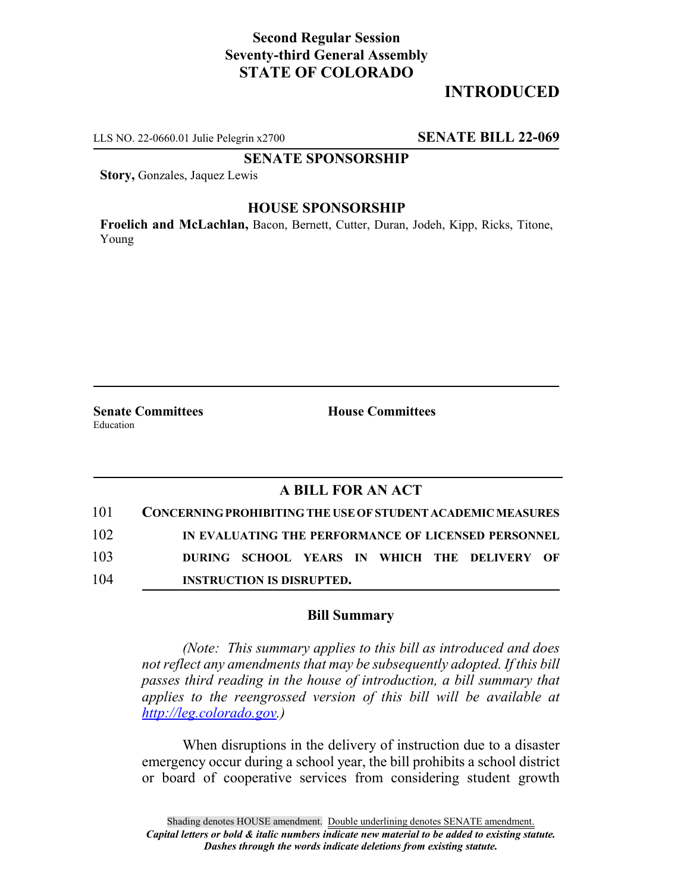**Second Regular Session**
**Seventy-third General Assembly**
**STATE OF COLORADO**

# INTRODUCED

LLS NO. 22-0660.01 Julie Pelegrin x2700 **SENATE BILL 22-069**

**SENATE SPONSORSHIP**

**Story,** Gonzales, Jaquez Lewis

**HOUSE SPONSORSHIP**

**Froelich and McLachlan,** Bacon, Bernett, Cutter, Duran, Jodeh, Kipp, Ricks, Titone, Young

**Senate Committees**
Education

**House Committees**

## A BILL FOR AN ACT

101 **CONCERNING PROHIBITING THE USE OF STUDENT ACADEMIC MEASURES**
102 **IN EVALUATING THE PERFORMANCE OF LICENSED PERSONNEL**
103 **DURING SCHOOL YEARS IN WHICH THE DELIVERY OF**
104 **INSTRUCTION IS DISRUPTED.**

### Bill Summary

*(Note: This summary applies to this bill as introduced and does not reflect any amendments that may be subsequently adopted. If this bill passes third reading in the house of introduction, a bill summary that applies to the reengrossed version of this bill will be available at http://leg.colorado.gov.)*

When disruptions in the delivery of instruction due to a disaster emergency occur during a school year, the bill prohibits a school district or board of cooperative services from considering student growth

Shading denotes HOUSE amendment. Double underlining denotes SENATE amendment.
*Capital letters or bold & italic numbers indicate new material to be added to existing statute.*
*Dashes through the words indicate deletions from existing statute.*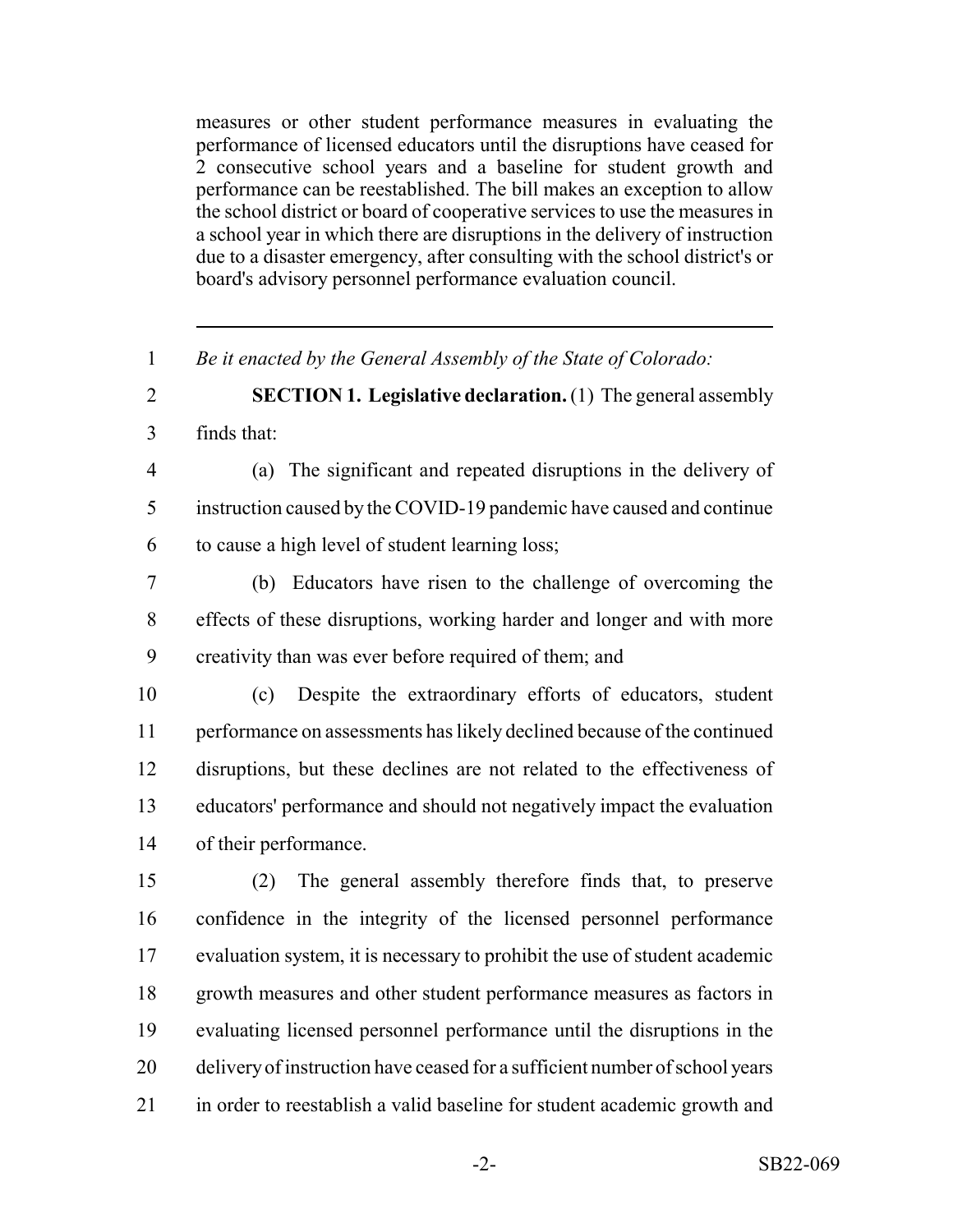measures or other student performance measures in evaluating the performance of licensed educators until the disruptions have ceased for 2 consecutive school years and a baseline for student growth and performance can be reestablished. The bill makes an exception to allow the school district or board of cooperative services to use the measures in a school year in which there are disruptions in the delivery of instruction due to a disaster emergency, after consulting with the school district's or board's advisory personnel performance evaluation council.

---

1 *Be it enacted by the General Assembly of the State of Colorado:*

2 **SECTION 1. Legislative declaration.** (1) The general assembly
3 finds that:

4 (a) The significant and repeated disruptions in the delivery of
5 instruction caused by the COVID-19 pandemic have caused and continue
6 to cause a high level of student learning loss;

7 (b) Educators have risen to the challenge of overcoming the
8 effects of these disruptions, working harder and longer and with more
9 creativity than was ever before required of them; and

10 (c) Despite the extraordinary efforts of educators, student
11 performance on assessments has likely declined because of the continued
12 disruptions, but these declines are not related to the effectiveness of
13 educators' performance and should not negatively impact the evaluation
14 of their performance.

15 (2) The general assembly therefore finds that, to preserve
16 confidence in the integrity of the licensed personnel performance
17 evaluation system, it is necessary to prohibit the use of student academic
18 growth measures and other student performance measures as factors in
19 evaluating licensed personnel performance until the disruptions in the
20 delivery of instruction have ceased for a sufficient number of school years
21 in order to reestablish a valid baseline for student academic growth and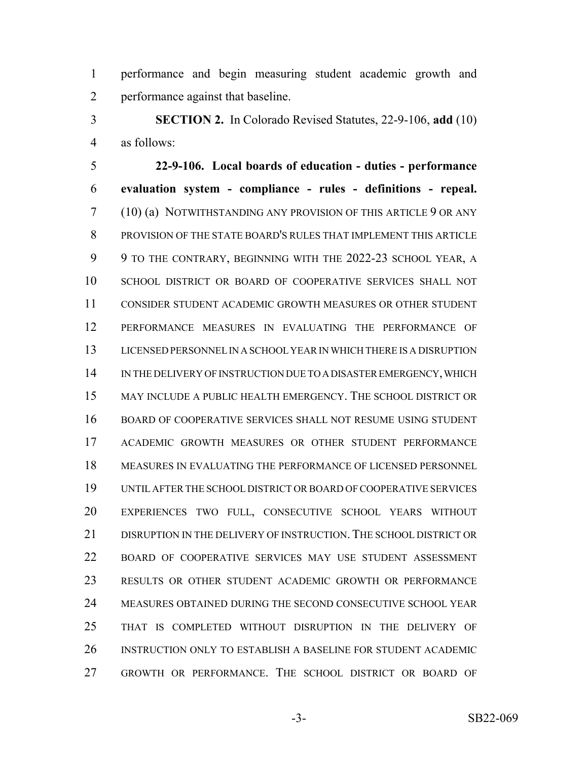performance and begin measuring student academic growth and performance against that baseline.

**SECTION 2.** In Colorado Revised Statutes, 22-9-106, **add** (10) as follows:

**22-9-106. Local boards of education - duties - performance evaluation system - compliance - rules - definitions - repeal.** (10) (a) NOTWITHSTANDING ANY PROVISION OF THIS ARTICLE 9 OR ANY PROVISION OF THE STATE BOARD'S RULES THAT IMPLEMENT THIS ARTICLE 9 TO THE CONTRARY, BEGINNING WITH THE 2022-23 SCHOOL YEAR, A SCHOOL DISTRICT OR BOARD OF COOPERATIVE SERVICES SHALL NOT CONSIDER STUDENT ACADEMIC GROWTH MEASURES OR OTHER STUDENT PERFORMANCE MEASURES IN EVALUATING THE PERFORMANCE OF LICENSED PERSONNEL IN A SCHOOL YEAR IN WHICH THERE IS A DISRUPTION IN THE DELIVERY OF INSTRUCTION DUE TO A DISASTER EMERGENCY, WHICH MAY INCLUDE A PUBLIC HEALTH EMERGENCY. THE SCHOOL DISTRICT OR BOARD OF COOPERATIVE SERVICES SHALL NOT RESUME USING STUDENT ACADEMIC GROWTH MEASURES OR OTHER STUDENT PERFORMANCE MEASURES IN EVALUATING THE PERFORMANCE OF LICENSED PERSONNEL UNTIL AFTER THE SCHOOL DISTRICT OR BOARD OF COOPERATIVE SERVICES EXPERIENCES TWO FULL, CONSECUTIVE SCHOOL YEARS WITHOUT DISRUPTION IN THE DELIVERY OF INSTRUCTION. THE SCHOOL DISTRICT OR BOARD OF COOPERATIVE SERVICES MAY USE STUDENT ASSESSMENT RESULTS OR OTHER STUDENT ACADEMIC GROWTH OR PERFORMANCE MEASURES OBTAINED DURING THE SECOND CONSECUTIVE SCHOOL YEAR THAT IS COMPLETED WITHOUT DISRUPTION IN THE DELIVERY OF INSTRUCTION ONLY TO ESTABLISH A BASELINE FOR STUDENT ACADEMIC GROWTH OR PERFORMANCE. THE SCHOOL DISTRICT OR BOARD OF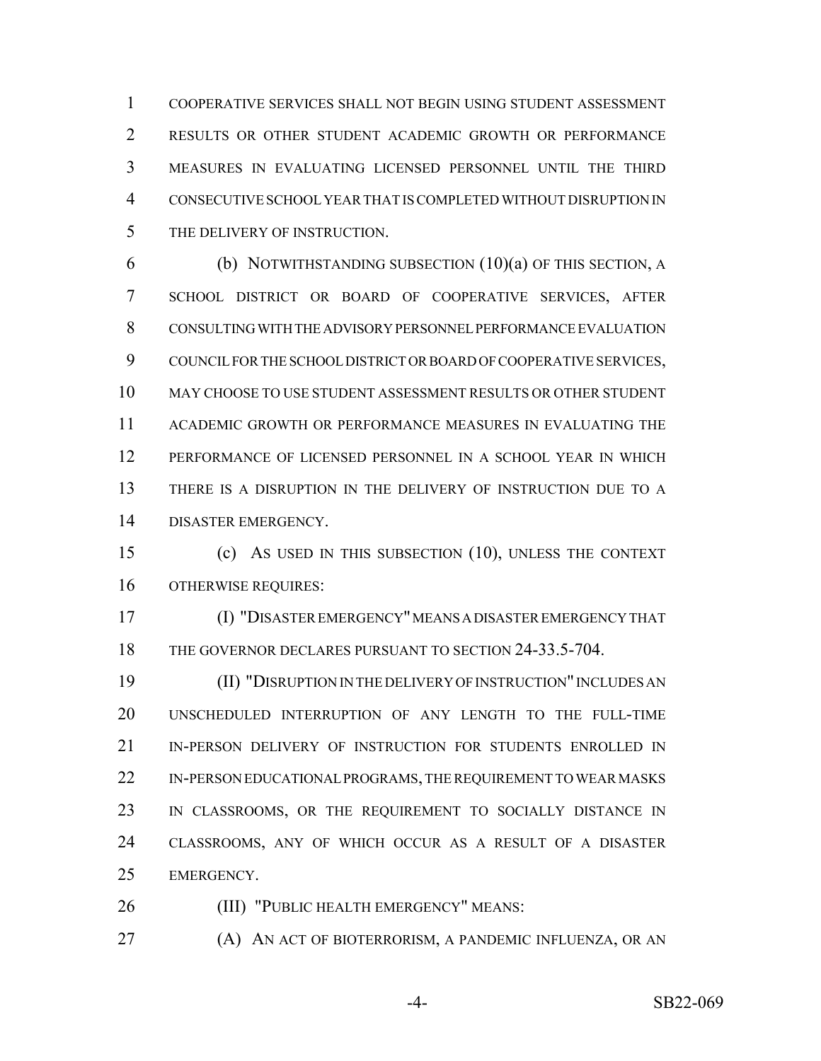COOPERATIVE SERVICES SHALL NOT BEGIN USING STUDENT ASSESSMENT RESULTS OR OTHER STUDENT ACADEMIC GROWTH OR PERFORMANCE MEASURES IN EVALUATING LICENSED PERSONNEL UNTIL THE THIRD CONSECUTIVE SCHOOL YEAR THAT IS COMPLETED WITHOUT DISRUPTION IN THE DELIVERY OF INSTRUCTION.

(b) NOTWITHSTANDING SUBSECTION (10)(a) OF THIS SECTION, A SCHOOL DISTRICT OR BOARD OF COOPERATIVE SERVICES, AFTER CONSULTING WITH THE ADVISORY PERSONNEL PERFORMANCE EVALUATION COUNCIL FOR THE SCHOOL DISTRICT OR BOARD OF COOPERATIVE SERVICES, MAY CHOOSE TO USE STUDENT ASSESSMENT RESULTS OR OTHER STUDENT ACADEMIC GROWTH OR PERFORMANCE MEASURES IN EVALUATING THE PERFORMANCE OF LICENSED PERSONNEL IN A SCHOOL YEAR IN WHICH THERE IS A DISRUPTION IN THE DELIVERY OF INSTRUCTION DUE TO A DISASTER EMERGENCY.

(c) AS USED IN THIS SUBSECTION (10), UNLESS THE CONTEXT OTHERWISE REQUIRES:

(I) "DISASTER EMERGENCY" MEANS A DISASTER EMERGENCY THAT THE GOVERNOR DECLARES PURSUANT TO SECTION 24-33.5-704.

(II) "DISRUPTION IN THE DELIVERY OF INSTRUCTION" INCLUDES AN UNSCHEDULED INTERRUPTION OF ANY LENGTH TO THE FULL-TIME IN-PERSON DELIVERY OF INSTRUCTION FOR STUDENTS ENROLLED IN IN-PERSON EDUCATIONAL PROGRAMS, THE REQUIREMENT TO WEAR MASKS IN CLASSROOMS, OR THE REQUIREMENT TO SOCIALLY DISTANCE IN CLASSROOMS, ANY OF WHICH OCCUR AS A RESULT OF A DISASTER EMERGENCY.

(III) "PUBLIC HEALTH EMERGENCY" MEANS:

(A) AN ACT OF BIOTERRORISM, A PANDEMIC INFLUENZA, OR AN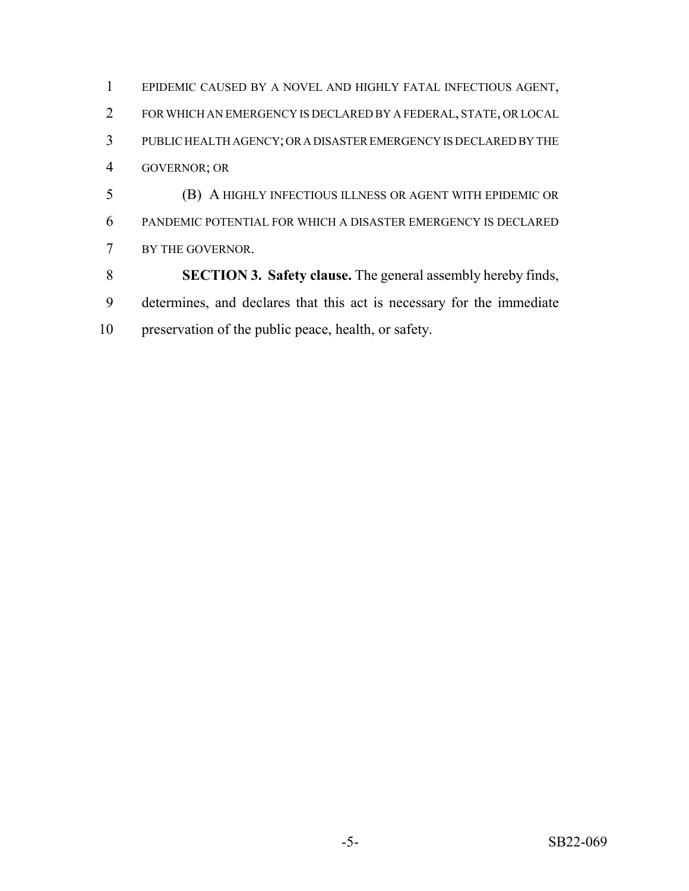EPIDEMIC CAUSED BY A NOVEL AND HIGHLY FATAL INFECTIOUS AGENT, FOR WHICH AN EMERGENCY IS DECLARED BY A FEDERAL, STATE, OR LOCAL PUBLIC HEALTH AGENCY; OR A DISASTER EMERGENCY IS DECLARED BY THE GOVERNOR; OR

(B) A HIGHLY INFECTIOUS ILLNESS OR AGENT WITH EPIDEMIC OR PANDEMIC POTENTIAL FOR WHICH A DISASTER EMERGENCY IS DECLARED BY THE GOVERNOR.

**SECTION 3. Safety clause.** The general assembly hereby finds, determines, and declares that this act is necessary for the immediate preservation of the public peace, health, or safety.